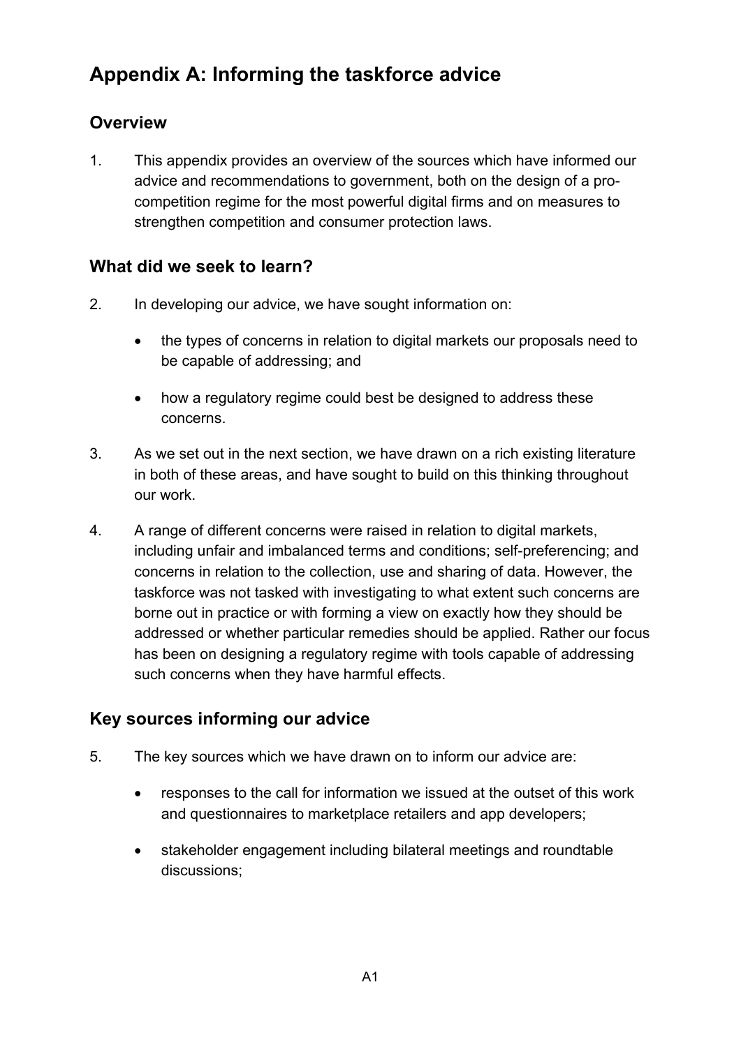# Appendix A: Informing the taskforce advice

## Overview

1. This appendix provides an overview of the sources which have informed our advice and recommendations to government, both on the design of a pro-competition regime for the most powerful digital firms and on measures to strengthen competition and consumer protection laws.

## What did we seek to learn?

2. In developing our advice, we have sought information on:

   - the types of concerns in relation to digital markets our proposals need to be capable of addressing; and

   - how a regulatory regime could best be designed to address these concerns.

3. As we set out in the next section, we have drawn on a rich existing literature in both of these areas, and have sought to build on this thinking throughout our work.

4. A range of different concerns were raised in relation to digital markets, including unfair and imbalanced terms and conditions; self-preferencing; and concerns in relation to the collection, use and sharing of data. However, the taskforce was not tasked with investigating to what extent such concerns are borne out in practice or with forming a view on exactly how they should be addressed or whether particular remedies should be applied. Rather our focus has been on designing a regulatory regime with tools capable of addressing such concerns when they have harmful effects.

## Key sources informing our advice

5. The key sources which we have drawn on to inform our advice are:

   - responses to the call for information we issued at the outset of this work and questionnaires to marketplace retailers and app developers;

   - stakeholder engagement including bilateral meetings and roundtable discussions;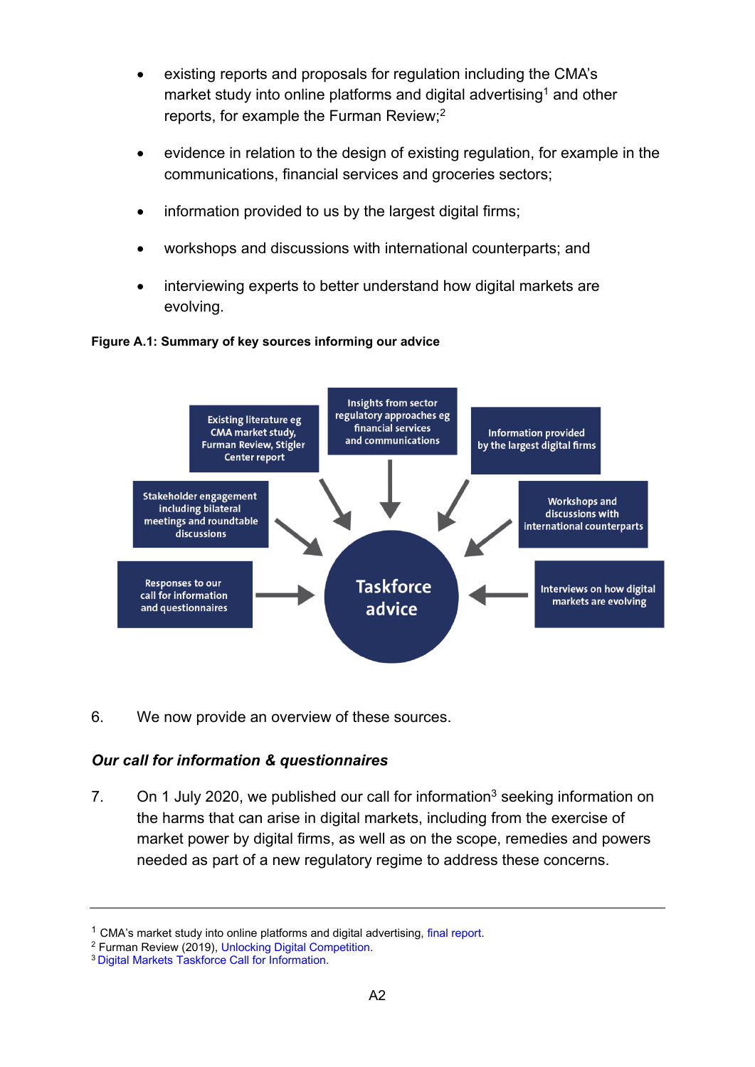- existing reports and proposals for regulation including the CMA's market study into online platforms and digital advertising[1] and other reports, for example the Furman Review;[2]
- evidence in relation to the design of existing regulation, for example in the communications, financial services and groceries sectors;
- information provided to us by the largest digital firms;
- workshops and discussions with international counterparts; and
- interviewing experts to better understand how digital markets are evolving.

**Figure A.1: Summary of key sources informing our advice**

Sources feeding into **Taskforce advice**:

- Existing literature eg CMA market study, Furman Review, Stigler Center report
- Insights from sector regulatory approaches eg financial services and communications
- Information provided by the largest digital firms
- Stakeholder engagement including bilateral meetings and roundtable discussions
- Workshops and discussions with international counterparts
- Responses to our call for information and questionnaires
- Interviews on how digital markets are evolving

6. We now provide an overview of these sources.

### *Our call for information & questionnaires*

7. On 1 July 2020, we published our call for information[3] seeking information on the harms that can arise in digital markets, including from the exercise of market power by digital firms, as well as on the scope, remedies and powers needed as part of a new regulatory regime to address these concerns.

---

[1] CMA's market study into online platforms and digital advertising, final report.

[2] Furman Review (2019), Unlocking Digital Competition.

[3] Digital Markets Taskforce Call for Information.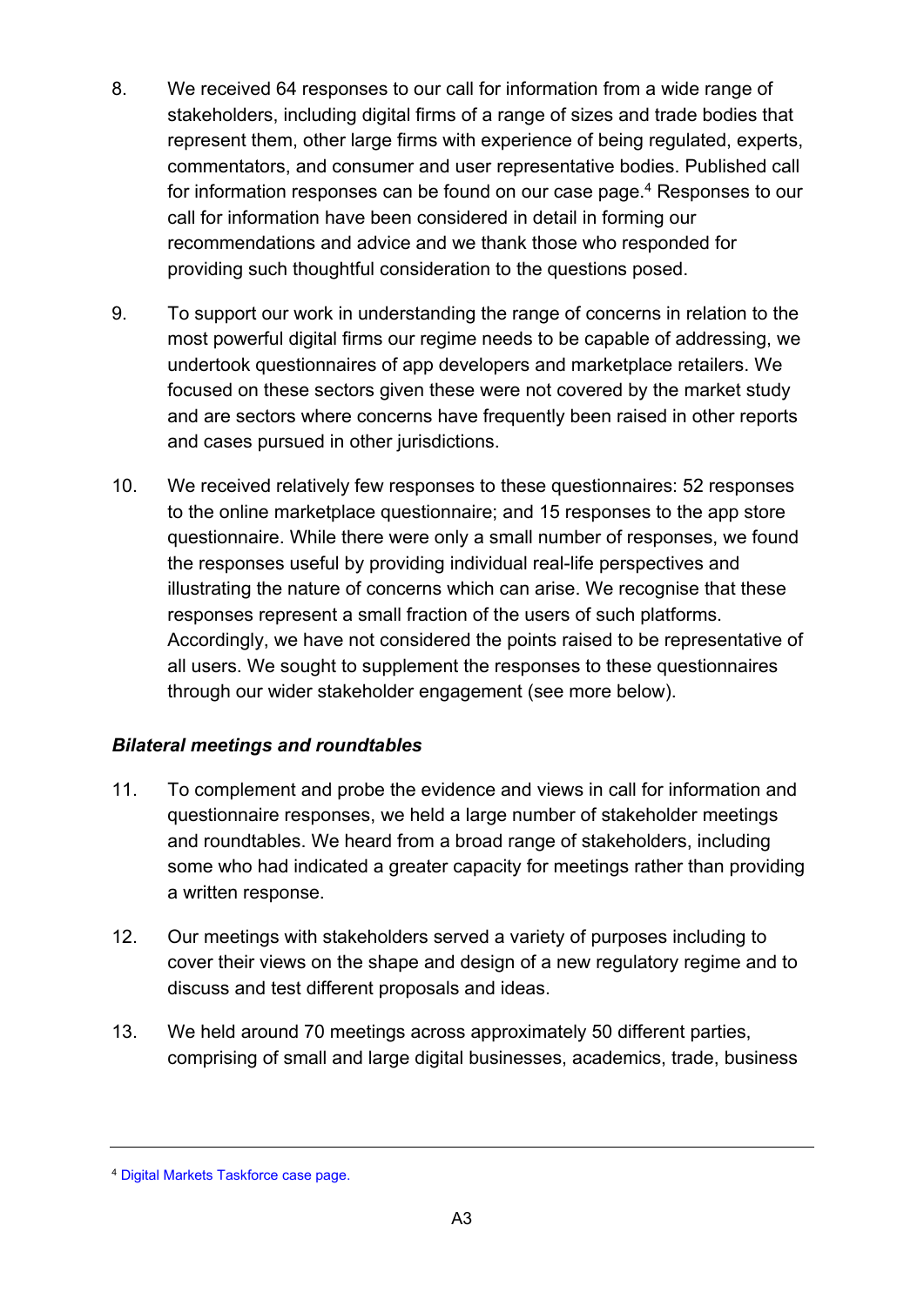8. We received 64 responses to our call for information from a wide range of stakeholders, including digital firms of a range of sizes and trade bodies that represent them, other large firms with experience of being regulated, experts, commentators, and consumer and user representative bodies. Published call for information responses can be found on our case page.[4] Responses to our call for information have been considered in detail in forming our recommendations and advice and we thank those who responded for providing such thoughtful consideration to the questions posed.

9. To support our work in understanding the range of concerns in relation to the most powerful digital firms our regime needs to be capable of addressing, we undertook questionnaires of app developers and marketplace retailers. We focused on these sectors given these were not covered by the market study and are sectors where concerns have frequently been raised in other reports and cases pursued in other jurisdictions.

10. We received relatively few responses to these questionnaires: 52 responses to the online marketplace questionnaire; and 15 responses to the app store questionnaire. While there were only a small number of responses, we found the responses useful by providing individual real-life perspectives and illustrating the nature of concerns which can arise. We recognise that these responses represent a small fraction of the users of such platforms. Accordingly, we have not considered the points raised to be representative of all users. We sought to supplement the responses to these questionnaires through our wider stakeholder engagement (see more below).

***Bilateral meetings and roundtables***

11. To complement and probe the evidence and views in call for information and questionnaire responses, we held a large number of stakeholder meetings and roundtables. We heard from a broad range of stakeholders, including some who had indicated a greater capacity for meetings rather than providing a written response.

12. Our meetings with stakeholders served a variety of purposes including to cover their views on the shape and design of a new regulatory regime and to discuss and test different proposals and ideas.

13. We held around 70 meetings across approximately 50 different parties, comprising of small and large digital businesses, academics, trade, business

[4] Digital Markets Taskforce case page.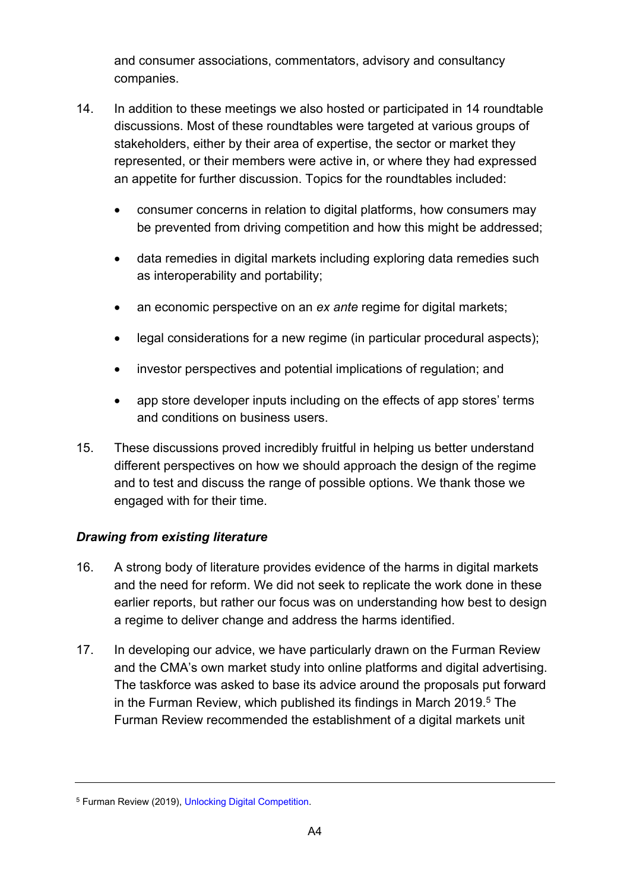and consumer associations, commentators, advisory and consultancy companies.

14. In addition to these meetings we also hosted or participated in 14 roundtable discussions. Most of these roundtables were targeted at various groups of stakeholders, either by their area of expertise, the sector or market they represented, or their members were active in, or where they had expressed an appetite for further discussion. Topics for the roundtables included:

   - consumer concerns in relation to digital platforms, how consumers may be prevented from driving competition and how this might be addressed;
   - data remedies in digital markets including exploring data remedies such as interoperability and portability;
   - an economic perspective on an *ex ante* regime for digital markets;
   - legal considerations for a new regime (in particular procedural aspects);
   - investor perspectives and potential implications of regulation; and
   - app store developer inputs including on the effects of app stores' terms and conditions on business users.

15. These discussions proved incredibly fruitful in helping us better understand different perspectives on how we should approach the design of the regime and to test and discuss the range of possible options. We thank those we engaged with for their time.

***Drawing from existing literature***

16. A strong body of literature provides evidence of the harms in digital markets and the need for reform. We did not seek to replicate the work done in these earlier reports, but rather our focus was on understanding how best to design a regime to deliver change and address the harms identified.

17. In developing our advice, we have particularly drawn on the Furman Review and the CMA's own market study into online platforms and digital advertising. The taskforce was asked to base its advice around the proposals put forward in the Furman Review, which published its findings in March 2019.[5] The Furman Review recommended the establishment of a digital markets unit

---

[5] Furman Review (2019), Unlocking Digital Competition.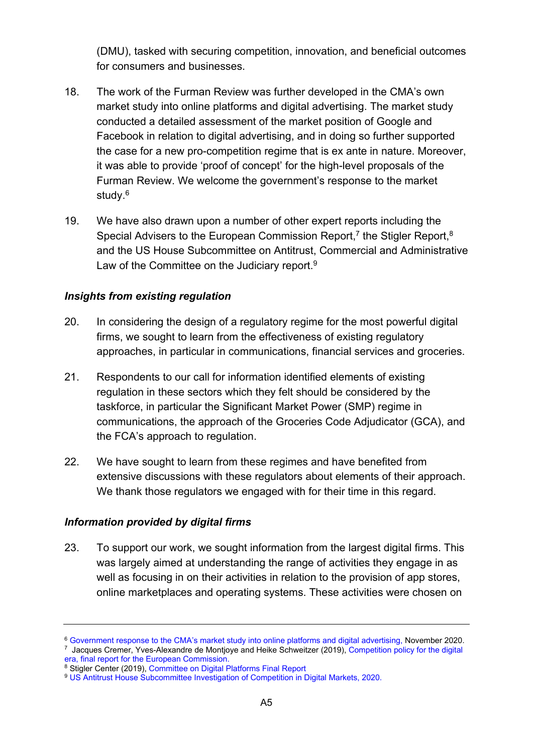(DMU), tasked with securing competition, innovation, and beneficial outcomes for consumers and businesses.

18. The work of the Furman Review was further developed in the CMA's own market study into online platforms and digital advertising. The market study conducted a detailed assessment of the market position of Google and Facebook in relation to digital advertising, and in doing so further supported the case for a new pro-competition regime that is ex ante in nature. Moreover, it was able to provide 'proof of concept' for the high-level proposals of the Furman Review. We welcome the government's response to the market study.[6]

19. We have also drawn upon a number of other expert reports including the Special Advisers to the European Commission Report,[7] the Stigler Report,[8] and the US House Subcommittee on Antitrust, Commercial and Administrative Law of the Committee on the Judiciary report.[9]

### *Insights from existing regulation*

20. In considering the design of a regulatory regime for the most powerful digital firms, we sought to learn from the effectiveness of existing regulatory approaches, in particular in communications, financial services and groceries.

21. Respondents to our call for information identified elements of existing regulation in these sectors which they felt should be considered by the taskforce, in particular the Significant Market Power (SMP) regime in communications, the approach of the Groceries Code Adjudicator (GCA), and the FCA's approach to regulation.

22. We have sought to learn from these regimes and have benefited from extensive discussions with these regulators about elements of their approach. We thank those regulators we engaged with for their time in this regard.

### *Information provided by digital firms*

23. To support our work, we sought information from the largest digital firms. This was largely aimed at understanding the range of activities they engage in as well as focusing in on their activities in relation to the provision of app stores, online marketplaces and operating systems. These activities were chosen on

---

[6] Government response to the CMA's market study into online platforms and digital advertising, November 2020.

[7] Jacques Cremer, Yves-Alexandre de Montjoye and Heike Schweitzer (2019), Competition policy for the digital era, final report for the European Commission.

[8] Stigler Center (2019), Committee on Digital Platforms Final Report

[9] US Antitrust House Subcommittee Investigation of Competition in Digital Markets, 2020.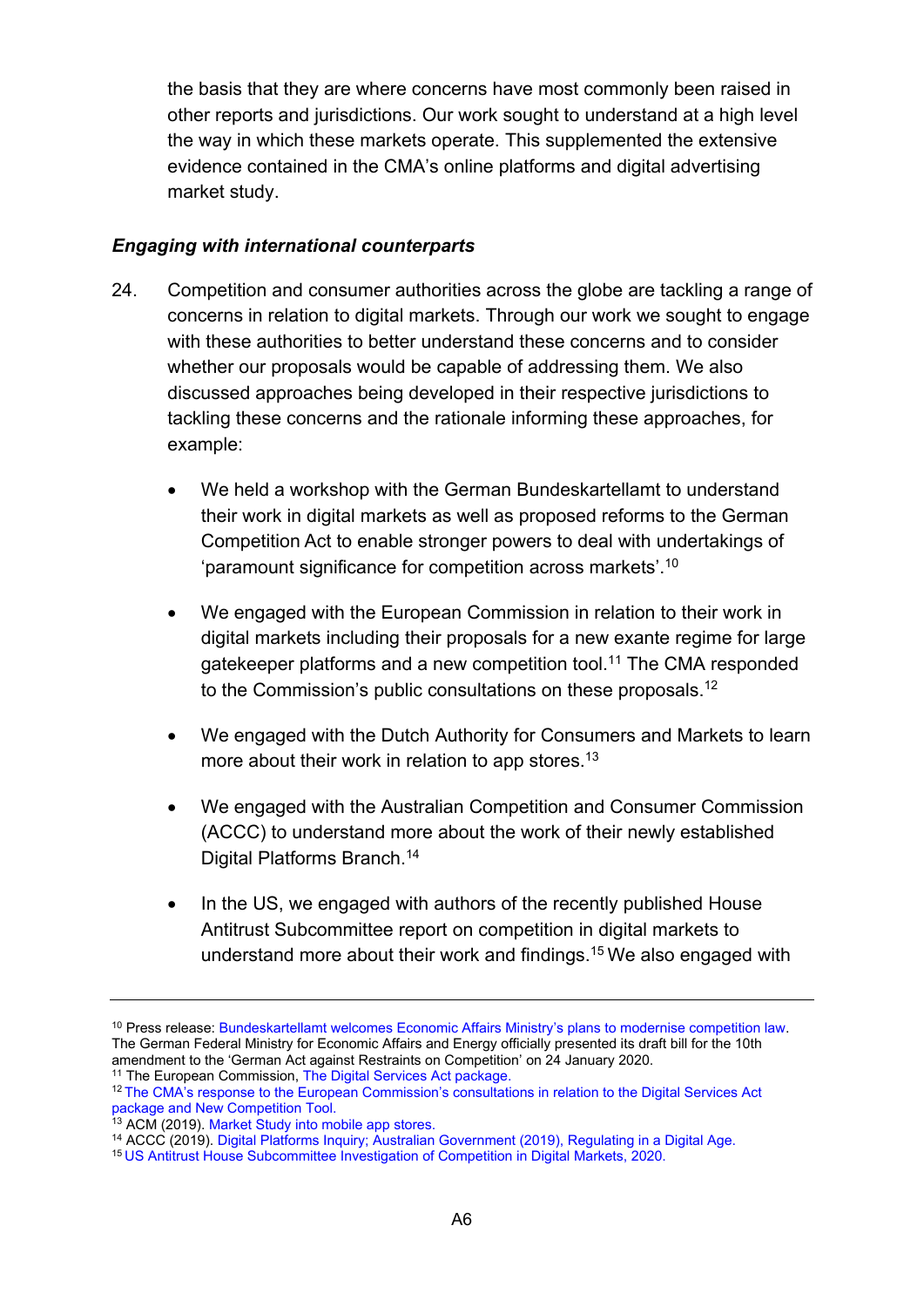the basis that they are where concerns have most commonly been raised in other reports and jurisdictions. Our work sought to understand at a high level the way in which these markets operate. This supplemented the extensive evidence contained in the CMA's online platforms and digital advertising market study.

***Engaging with international counterparts***

24. Competition and consumer authorities across the globe are tackling a range of concerns in relation to digital markets. Through our work we sought to engage with these authorities to better understand these concerns and to consider whether our proposals would be capable of addressing them. We also discussed approaches being developed in their respective jurisdictions to tackling these concerns and the rationale informing these approaches, for example:

    - We held a workshop with the German Bundeskartellamt to understand their work in digital markets as well as proposed reforms to the German Competition Act to enable stronger powers to deal with undertakings of 'paramount significance for competition across markets'.[10]

    - We engaged with the European Commission in relation to their work in digital markets including their proposals for a new exante regime for large gatekeeper platforms and a new competition tool.[11] The CMA responded to the Commission's public consultations on these proposals.[12]

    - We engaged with the Dutch Authority for Consumers and Markets to learn more about their work in relation to app stores.[13]

    - We engaged with the Australian Competition and Consumer Commission (ACCC) to understand more about the work of their newly established Digital Platforms Branch.[14]

    - In the US, we engaged with authors of the recently published House Antitrust Subcommittee report on competition in digital markets to understand more about their work and findings.[15] We also engaged with

---

[10] Press release: Bundeskartellamt welcomes Economic Affairs Ministry's plans to modernise competition law. The German Federal Ministry for Economic Affairs and Energy officially presented its draft bill for the 10th amendment to the 'German Act against Restraints on Competition' on 24 January 2020.

[11] The European Commission, The Digital Services Act package.

[12] The CMA's response to the European Commission's consultations in relation to the Digital Services Act package and New Competition Tool.

[13] ACM (2019). Market Study into mobile app stores.

[14] ACCC (2019). Digital Platforms Inquiry; Australian Government (2019), Regulating in a Digital Age.

[15] US Antitrust House Subcommittee Investigation of Competition in Digital Markets, 2020.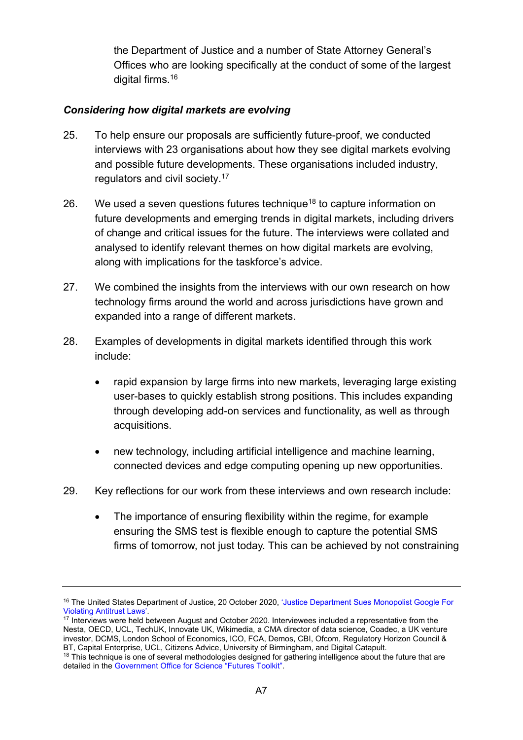the Department of Justice and a number of State Attorney General's Offices who are looking specifically at the conduct of some of the largest digital firms.[16]

### *Considering how digital markets are evolving*

25. To help ensure our proposals are sufficiently future-proof, we conducted interviews with 23 organisations about how they see digital markets evolving and possible future developments. These organisations included industry, regulators and civil society.[17]

26. We used a seven questions futures technique[18] to capture information on future developments and emerging trends in digital markets, including drivers of change and critical issues for the future. The interviews were collated and analysed to identify relevant themes on how digital markets are evolving, along with implications for the taskforce's advice.

27. We combined the insights from the interviews with our own research on how technology firms around the world and across jurisdictions have grown and expanded into a range of different markets.

28. Examples of developments in digital markets identified through this work include:

    - rapid expansion by large firms into new markets, leveraging large existing user-bases to quickly establish strong positions. This includes expanding through developing add-on services and functionality, as well as through acquisitions.

    - new technology, including artificial intelligence and machine learning, connected devices and edge computing opening up new opportunities.

29. Key reflections for our work from these interviews and own research include:

    - The importance of ensuring flexibility within the regime, for example ensuring the SMS test is flexible enough to capture the potential SMS firms of tomorrow, not just today. This can be achieved by not constraining

---

[16] The United States Department of Justice, 20 October 2020, 'Justice Department Sues Monopolist Google For Violating Antitrust Laws'.

[17] Interviews were held between August and October 2020. Interviewees included a representative from the Nesta, OECD, UCL, TechUK, Innovate UK, Wikimedia, a CMA director of data science, Coadec, a UK venture investor, DCMS, London School of Economics, ICO, FCA, Demos, CBI, Ofcom, Regulatory Horizon Council & BT, Capital Enterprise, UCL, Citizens Advice, University of Birmingham, and Digital Catapult.

[18] This technique is one of several methodologies designed for gathering intelligence about the future that are detailed in the Government Office for Science "Futures Toolkit".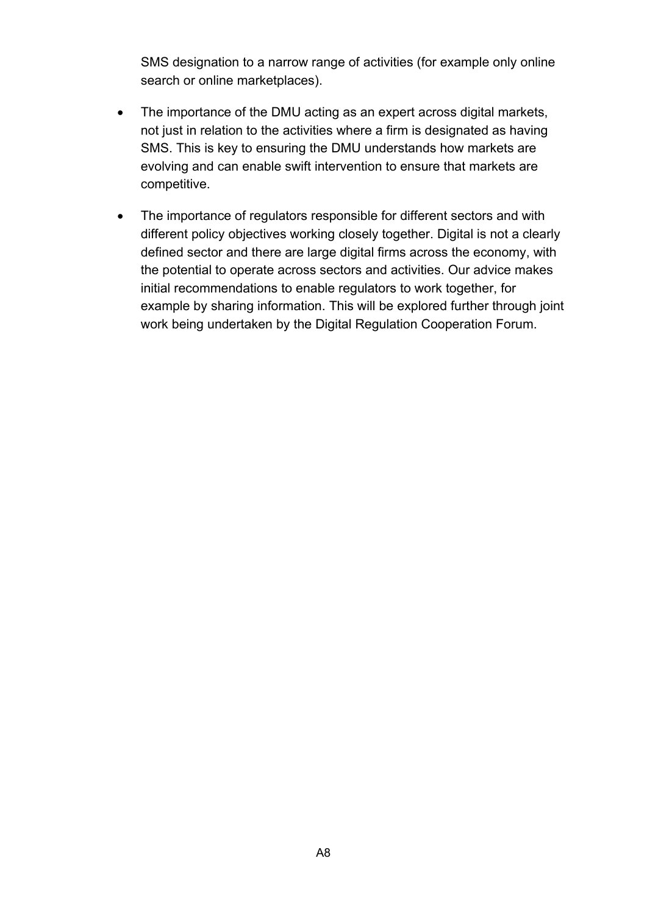SMS designation to a narrow range of activities (for example only online search or online marketplaces).

- The importance of the DMU acting as an expert across digital markets, not just in relation to the activities where a firm is designated as having SMS. This is key to ensuring the DMU understands how markets are evolving and can enable swift intervention to ensure that markets are competitive.
- The importance of regulators responsible for different sectors and with different policy objectives working closely together. Digital is not a clearly defined sector and there are large digital firms across the economy, with the potential to operate across sectors and activities. Our advice makes initial recommendations to enable regulators to work together, for example by sharing information. This will be explored further through joint work being undertaken by the Digital Regulation Cooperation Forum.